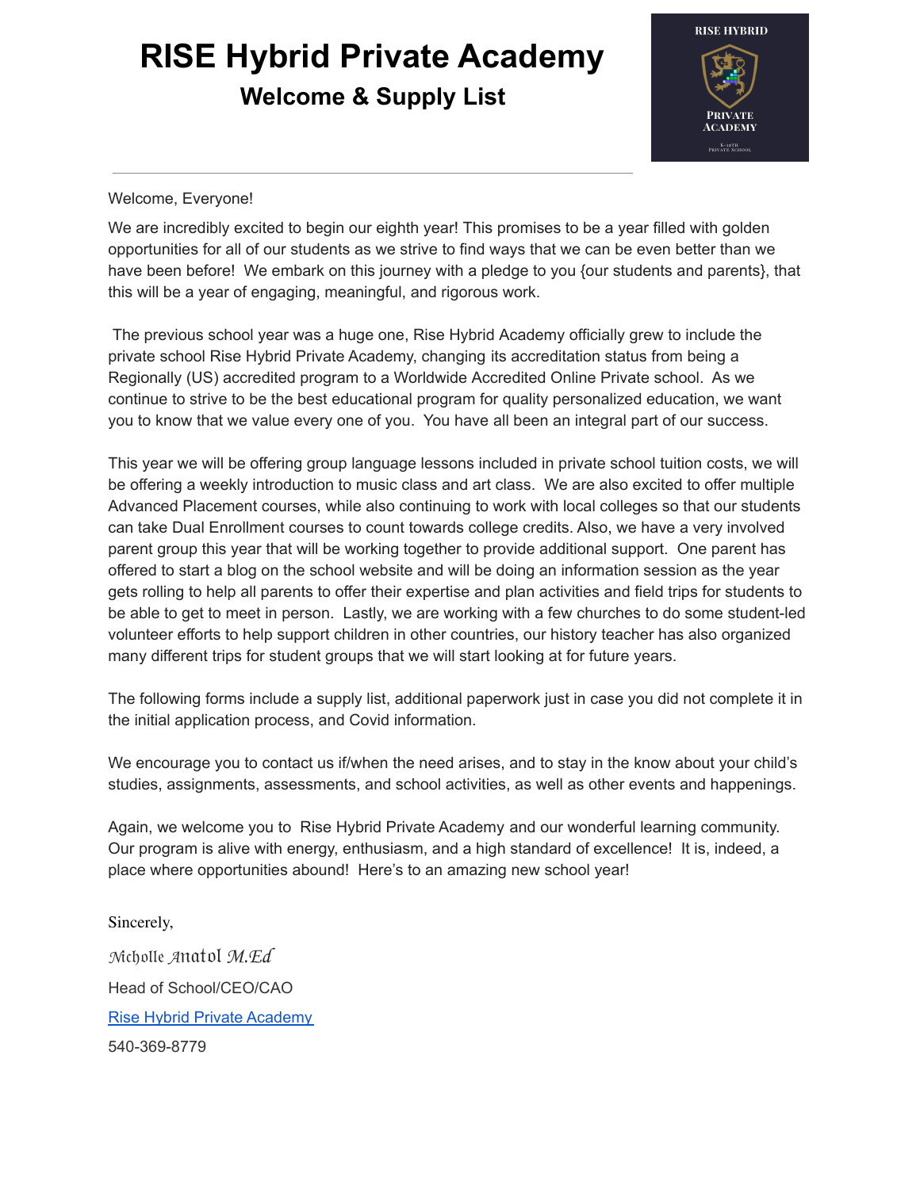# RISE Hybrid Private Academy

## Welcome & Supply List

---

Welcome, Everyone!

We are incredibly excited to begin our eighth year! This promises to be a year filled with golden opportunities for all of our students as we strive to find ways that we can be even better than we have been before! We embark on this journey with a pledge to you {our students and parents}, that this will be a year of engaging, meaningful, and rigorous work.

The previous school year was a huge one, Rise Hybrid Academy officially grew to include the private school Rise Hybrid Private Academy, changing its accreditation status from being a Regionally (US) accredited program to a Worldwide Accredited Online Private school. As we continue to strive to be the best educational program for quality personalized education, we want you to know that we value every one of you. You have all been an integral part of our success.

This year we will be offering group language lessons included in private school tuition costs, we will be offering a weekly introduction to music class and art class. We are also excited to offer multiple Advanced Placement courses, while also continuing to work with local colleges so that our students can take Dual Enrollment courses to count towards college credits. Also, we have a very involved parent group this year that will be working together to provide additional support. One parent has offered to start a blog on the school website and will be doing an information session as the year gets rolling to help all parents to offer their expertise and plan activities and field trips for students to be able to get to meet in person. Lastly, we are working with a few churches to do some student-led volunteer efforts to help support children in other countries, our history teacher has also organized many different trips for student groups that we will start looking at for future years.

The following forms include a supply list, additional paperwork just in case you did not complete it in the initial application process, and Covid information.

We encourage you to contact us if/when the need arises, and to stay in the know about your child's studies, assignments, assessments, and school activities, as well as other events and happenings.

Again, we welcome you to Rise Hybrid Private Academy and our wonderful learning community. Our program is alive with energy, enthusiasm, and a high standard of excellence! It is, indeed, a place where opportunities abound! Here's to an amazing new school year!

Sincerely,

*Micholle Anatol M.Ed*

Head of School/CEO/CAO

[Rise Hybrid Private Academy]

540-369-8779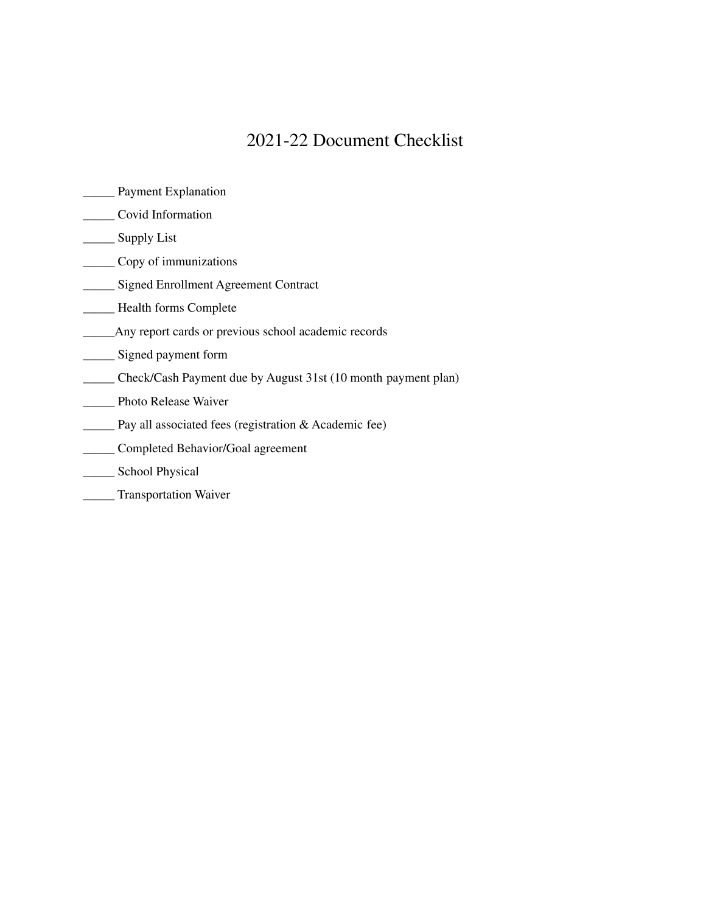# 2021-22 Document Checklist

_____ Payment Explanation

_____ Covid Information

_____ Supply List

_____ Copy of immunizations

_____ Signed Enrollment Agreement Contract

_____ Health forms Complete

_____Any report cards or previous school academic records

_____ Signed payment form

_____ Check/Cash Payment due by August 31st (10 month payment plan)

_____ Photo Release Waiver

_____ Pay all associated fees (registration & Academic fee)

_____ Completed Behavior/Goal agreement

_____ School Physical

_____ Transportation Waiver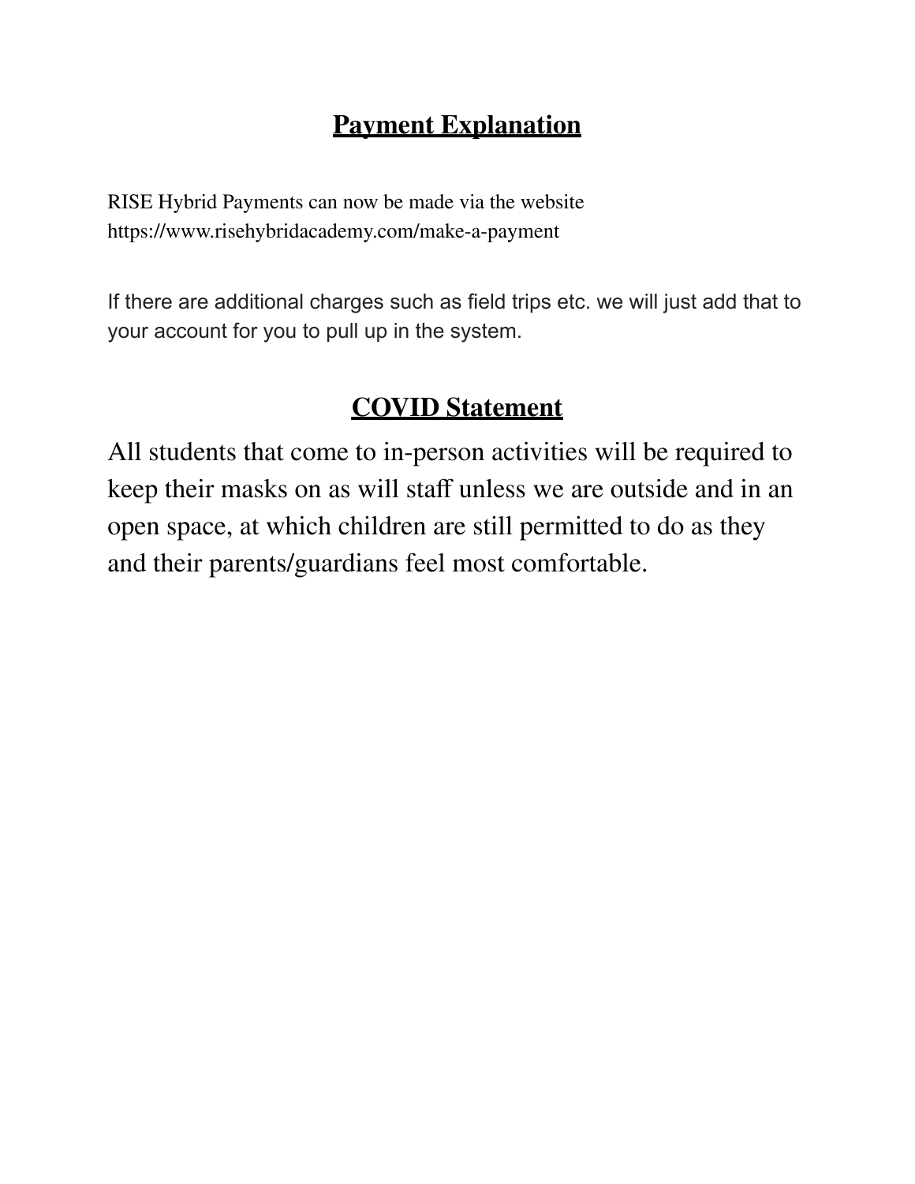## Payment Explanation

RISE Hybrid Payments can now be made via the website
https://www.risehybridacademy.com/make-a-payment

If there are additional charges such as field trips etc. we will just add that to your account for you to pull up in the system.

## COVID Statement

All students that come to in-person activities will be required to keep their masks on as will staff unless we are outside and in an open space, at which children are still permitted to do as they and their parents/guardians feel most comfortable.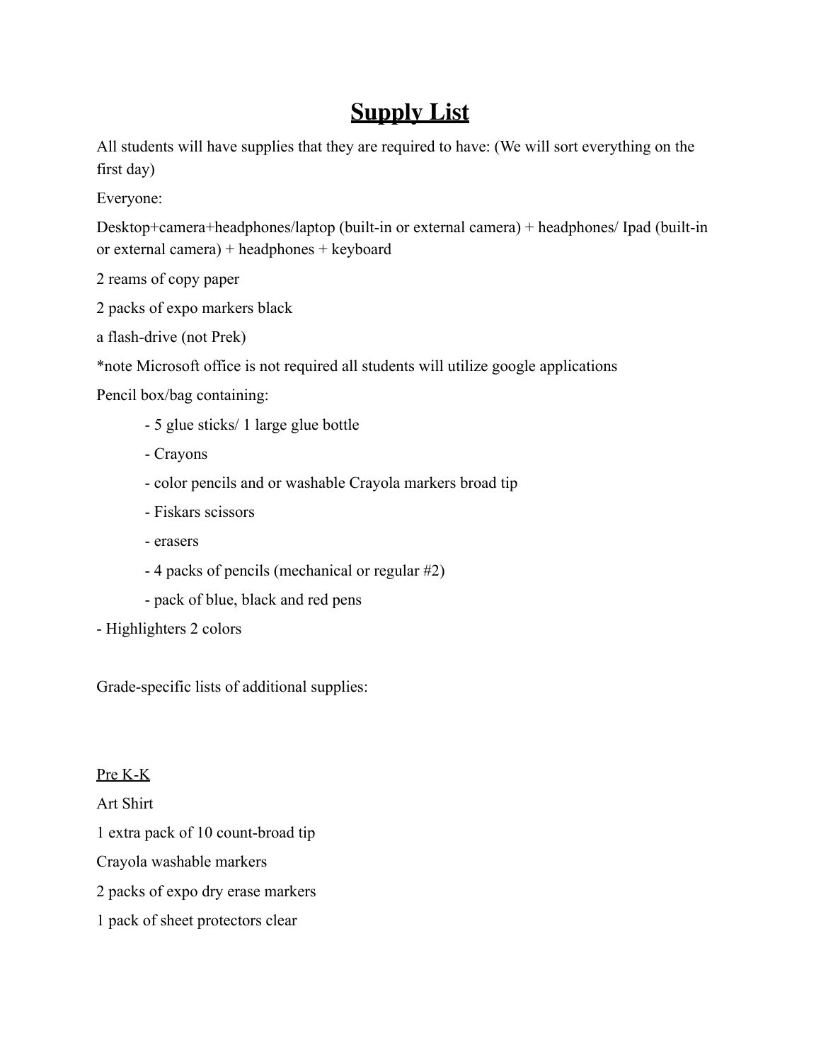# Supply List

All students will have supplies that they are required to have: (We will sort everything on the first day)

Everyone:

Desktop+camera+headphones/laptop (built-in or external camera) + headphones/ Ipad (built-in or external camera) + headphones + keyboard

2 reams of copy paper

2 packs of expo markers black

a flash-drive (not Prek)

*note Microsoft office is not required all students will utilize google applications

Pencil box/bag containing:

- 5 glue sticks/ 1 large glue bottle
- Crayons
- color pencils and or washable Crayola markers broad tip
- Fiskars scissors
- erasers
- 4 packs of pencils (mechanical or regular #2)
- pack of blue, black and red pens

- Highlighters 2 colors

Grade-specific lists of additional supplies:

<u>Pre K-K</u>

Art Shirt

1 extra pack of 10 count-broad tip

Crayola washable markers

2 packs of expo dry erase markers

1 pack of sheet protectors clear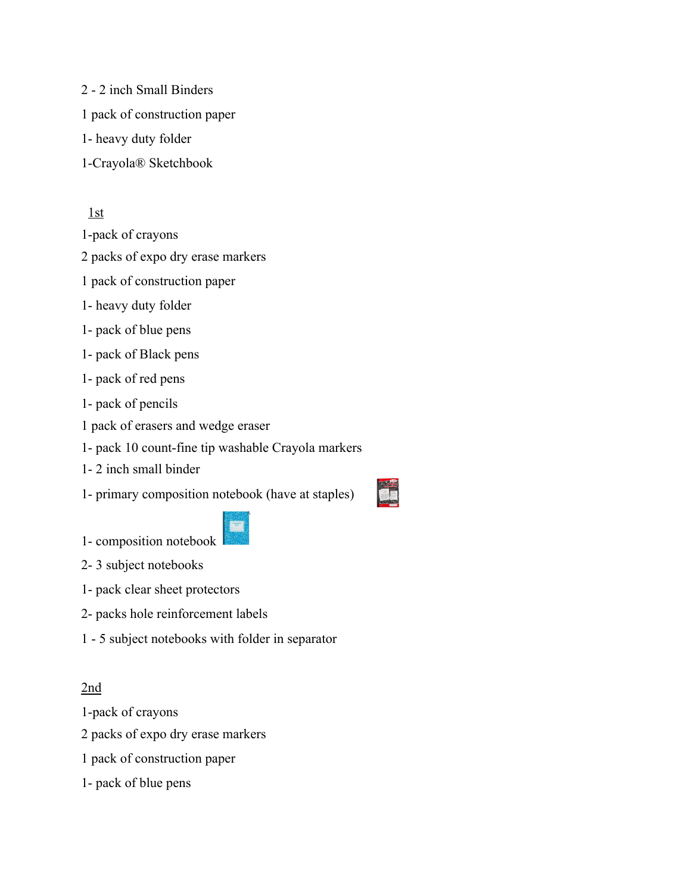2 - 2 inch Small Binders

1 pack of construction paper

1- heavy duty folder

1-Crayola® Sketchbook

<u>1st</u>

1-pack of crayons

2 packs of expo dry erase markers

1 pack of construction paper

1- heavy duty folder

1- pack of blue pens

1- pack of Black pens

1- pack of red pens

1- pack of pencils

1 pack of erasers and wedge eraser

1- pack 10 count-fine tip washable Crayola markers

1- 2 inch small binder

1- primary composition notebook (have at staples)

1- composition notebook

2- 3 subject notebooks

1- pack clear sheet protectors

2- packs hole reinforcement labels

1 - 5 subject notebooks with folder in separator

<u>2nd</u>

1-pack of crayons

2 packs of expo dry erase markers

1 pack of construction paper

1- pack of blue pens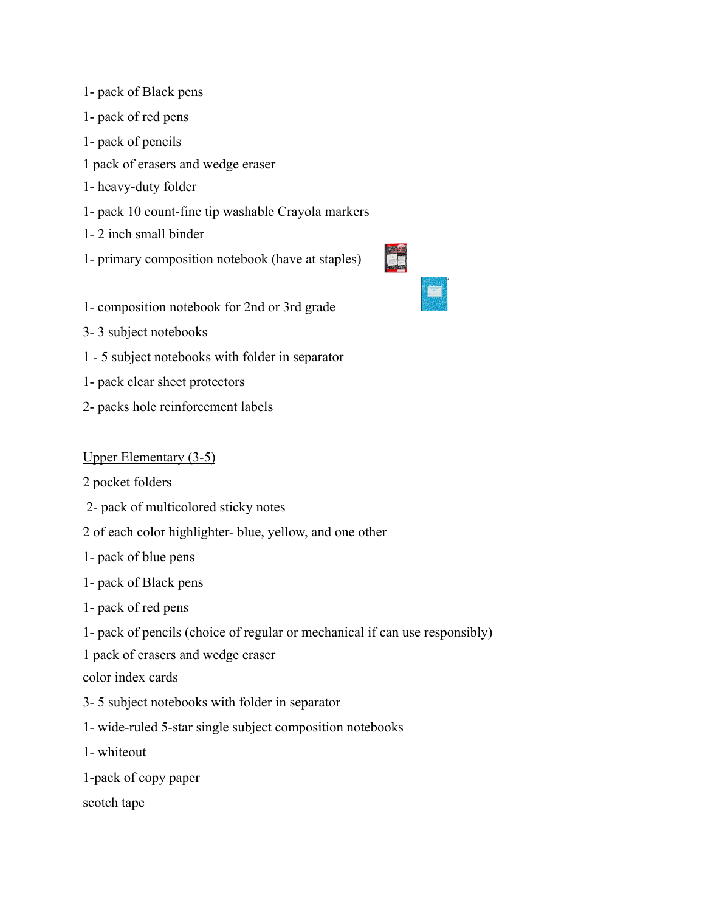1- pack of Black pens

1- pack of red pens

1- pack of pencils

1 pack of erasers and wedge eraser

1- heavy-duty folder

1- pack 10 count-fine tip washable Crayola markers

1- 2 inch small binder

1- primary composition notebook (have at staples)

1- composition notebook for 2nd or 3rd grade

3- 3 subject notebooks

1 - 5 subject notebooks with folder in separator

1- pack clear sheet protectors

2- packs hole reinforcement labels

<u>Upper Elementary (3-5)</u>

2 pocket folders

2- pack of multicolored sticky notes

2 of each color highlighter- blue, yellow, and one other

1- pack of blue pens

1- pack of Black pens

1- pack of red pens

1- pack of pencils (choice of regular or mechanical if can use responsibly)

1 pack of erasers and wedge eraser

color index cards

3- 5 subject notebooks with folder in separator

1- wide-ruled 5-star single subject composition notebooks

1- whiteout

1-pack of copy paper

scotch tape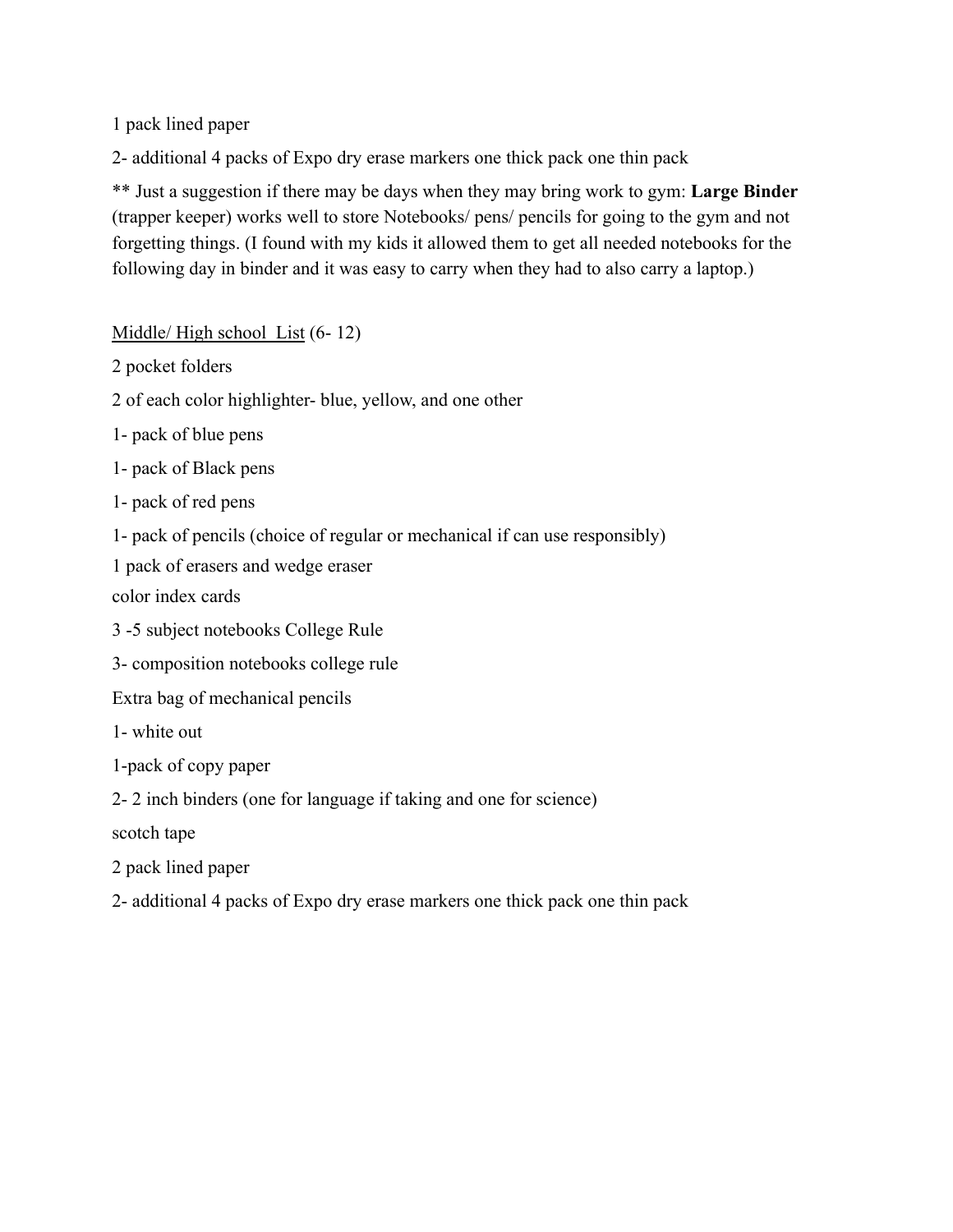1 pack lined paper

2- additional 4 packs of Expo dry erase markers one thick pack one thin pack

** Just a suggestion if there may be days when they may bring work to gym: **Large Binder** (trapper keeper) works well to store Notebooks/ pens/ pencils for going to the gym and not forgetting things. (I found with my kids it allowed them to get all needed notebooks for the following day in binder and it was easy to carry when they had to also carry a laptop.)

<u>Middle/ High school List</u> (6- 12)

2 pocket folders

2 of each color highlighter- blue, yellow, and one other

1- pack of blue pens

1- pack of Black pens

1- pack of red pens

1- pack of pencils (choice of regular or mechanical if can use responsibly)

1 pack of erasers and wedge eraser

color index cards

3 -5 subject notebooks College Rule

3- composition notebooks college rule

Extra bag of mechanical pencils

1- white out

1-pack of copy paper

2- 2 inch binders (one for language if taking and one for science)

scotch tape

2 pack lined paper

2- additional 4 packs of Expo dry erase markers one thick pack one thin pack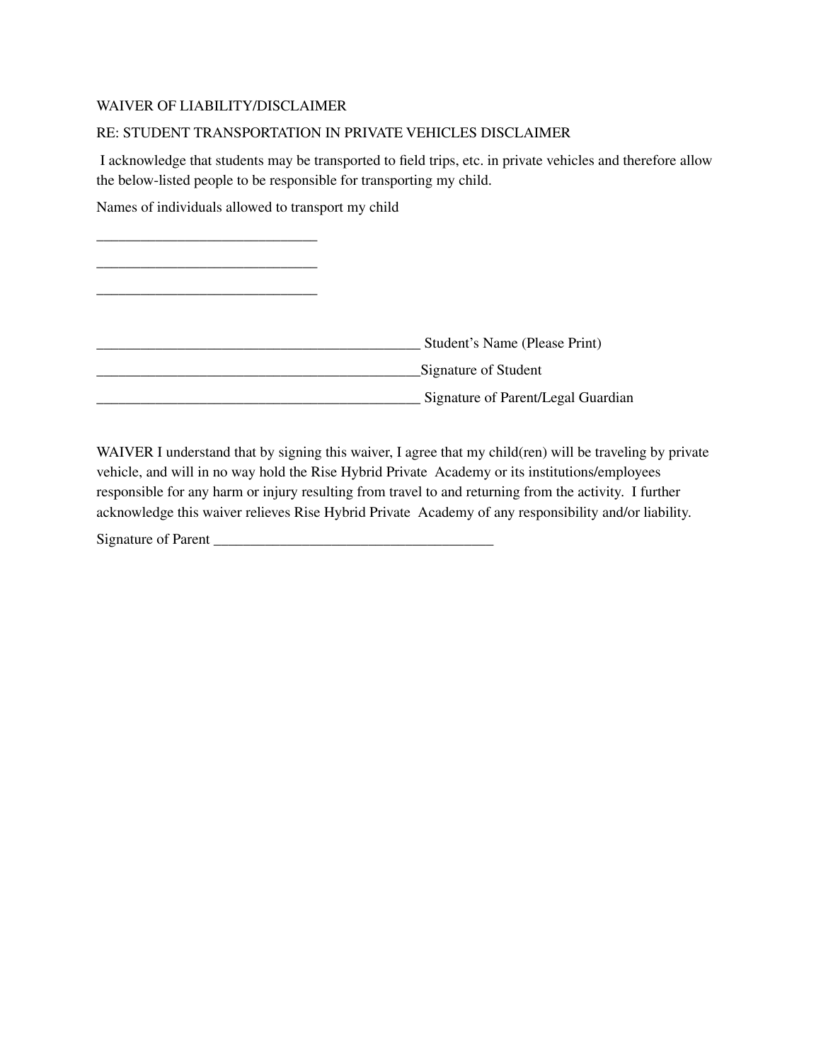WAIVER OF LIABILITY/DISCLAIMER

RE: STUDENT TRANSPORTATION IN PRIVATE VEHICLES DISCLAIMER

I acknowledge that students may be transported to field trips, etc. in private vehicles and therefore allow the below-listed people to be responsible for transporting my child.

Names of individuals allowed to transport my child

______________________________

______________________________

______________________________

____________________________________________ Student's Name (Please Print)

____________________________________________Signature of Student

____________________________________________ Signature of Parent/Legal Guardian

WAIVER I understand that by signing this waiver, I agree that my child(ren) will be traveling by private vehicle, and will in no way hold the Rise Hybrid Private Academy or its institutions/employees responsible for any harm or injury resulting from travel to and returning from the activity. I further acknowledge this waiver relieves Rise Hybrid Private Academy of any responsibility and/or liability.

Signature of Parent ______________________________________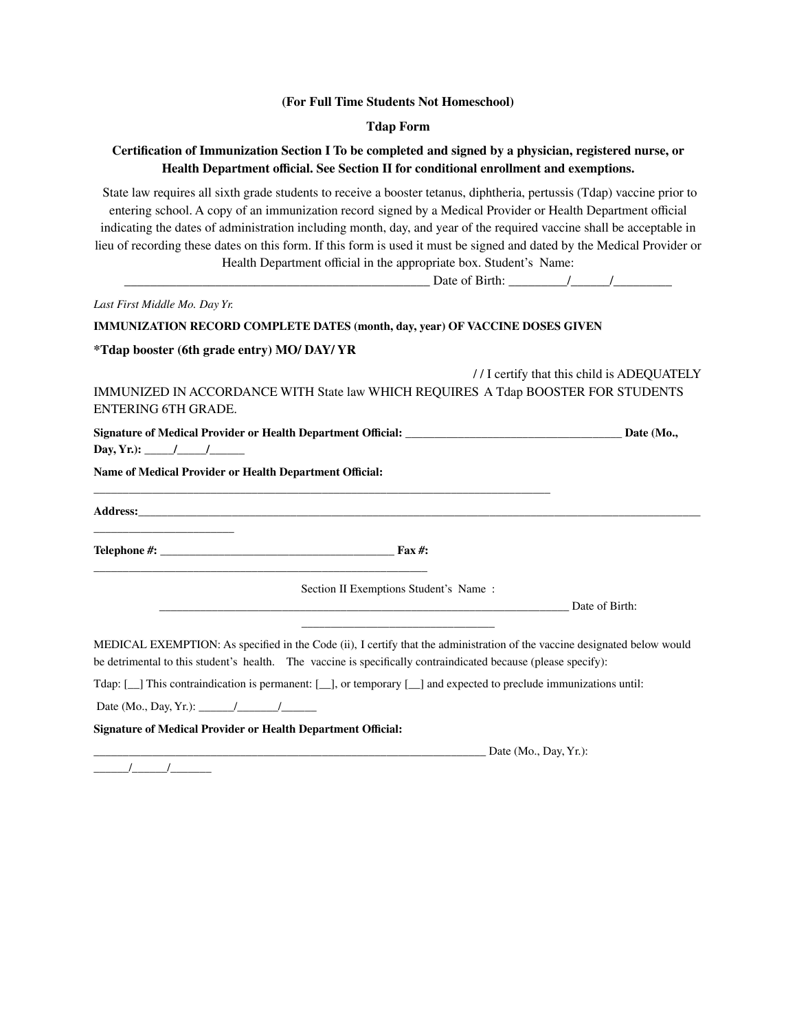**(For Full Time Students Not Homeschool)**

**Tdap Form**

**Certification of Immunization Section I To be completed and signed by a physician, registered nurse, or Health Department official. See Section II for conditional enrollment and exemptions.**

State law requires all sixth grade students to receive a booster tetanus, diphtheria, pertussis (Tdap) vaccine prior to entering school. A copy of an immunization record signed by a Medical Provider or Health Department official indicating the dates of administration including month, day, and year of the required vaccine shall be acceptable in lieu of recording these dates on this form. If this form is used it must be signed and dated by the Medical Provider or Health Department official in the appropriate box. Student's Name: _________________________________________________ Date of Birth: _________/______/_________

*Last First Middle Mo. Day Yr.*

**IMMUNIZATION RECORD COMPLETE DATES (month, day, year) OF VACCINE DOSES GIVEN**

**\*Tdap booster (6th grade entry) MO/ DAY/ YR**

/ / I certify that this child is ADEQUATELY IMMUNIZED IN ACCORDANCE WITH State law WHICH REQUIRES A Tdap BOOSTER FOR STUDENTS ENTERING 6TH GRADE.

**Signature of Medical Provider or Health Department Official:** _____________________________________ **Date (Mo., Day, Yr.):** _____/_____/______

**Name of Medical Provider or Health Department Official:** ___________________________________________________________________________

**Address:**____________________________________________________________________________________________ _______________________

**Telephone #:** ________________________________________ **Fax #:** _______________________________________________________

Section II Exemptions Student's Name : ______________________________________________________________________ Date of Birth: ________________________________

MEDICAL EXEMPTION: As specified in the Code (ii), I certify that the administration of the vaccine designated below would be detrimental to this student's health. The vaccine is specifically contraindicated because (please specify):

Tdap: [__] This contraindication is permanent: [__], or temporary [__] and expected to preclude immunizations until:

Date (Mo., Day, Yr.): ______/_______/______

**Signature of Medical Provider or Health Department Official:**

__________________________________________________________________ Date (Mo., Day, Yr.): ______/______/_______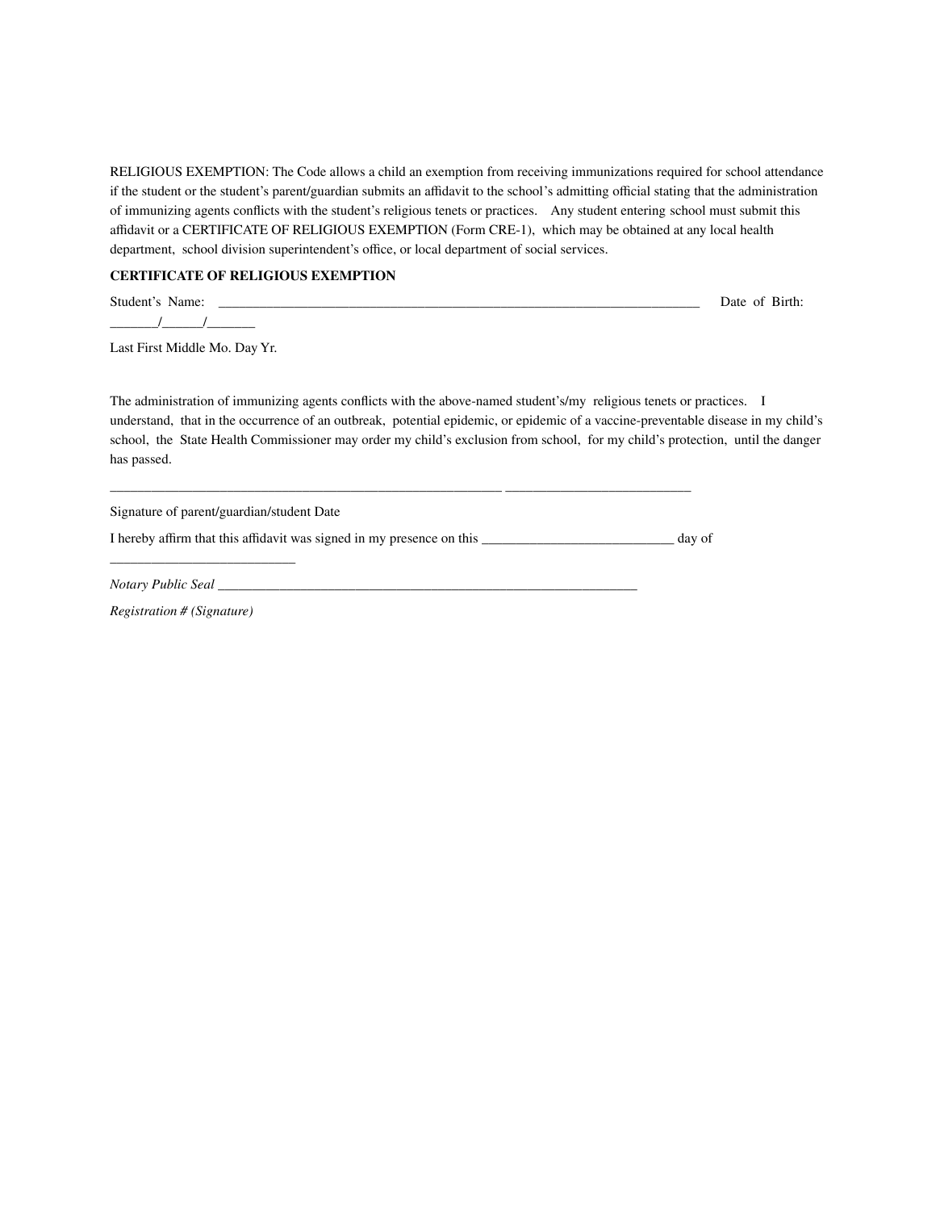RELIGIOUS EXEMPTION: The Code allows a child an exemption from receiving immunizations required for school attendance if the student or the student's parent/guardian submits an affidavit to the school's admitting official stating that the administration of immunizing agents conflicts with the student's religious tenets or practices. Any student entering school must submit this affidavit or a CERTIFICATE OF RELIGIOUS EXEMPTION (Form CRE-1), which may be obtained at any local health department, school division superintendent's office, or local department of social services.

**CERTIFICATE OF RELIGIOUS EXEMPTION**

Student's Name: ___________________________________________________________________________ Date of Birth: _______/______/_______

Last First Middle Mo. Day Yr.

The administration of immunizing agents conflicts with the above-named student's/my religious tenets or practices. I understand, that in the occurrence of an outbreak, potential epidemic, or epidemic of a vaccine-preventable disease in my child's school, the State Health Commissioner may order my child's exclusion from school, for my child's protection, until the danger has passed.

___________________________________________________________ ____________________________

Signature of parent/guardian/student Date

I hereby affirm that this affidavit was signed in my presence on this ____________________________ day of ___________________________

*Notary Public Seal* _________________________________________________________________

*Registration # (Signature)*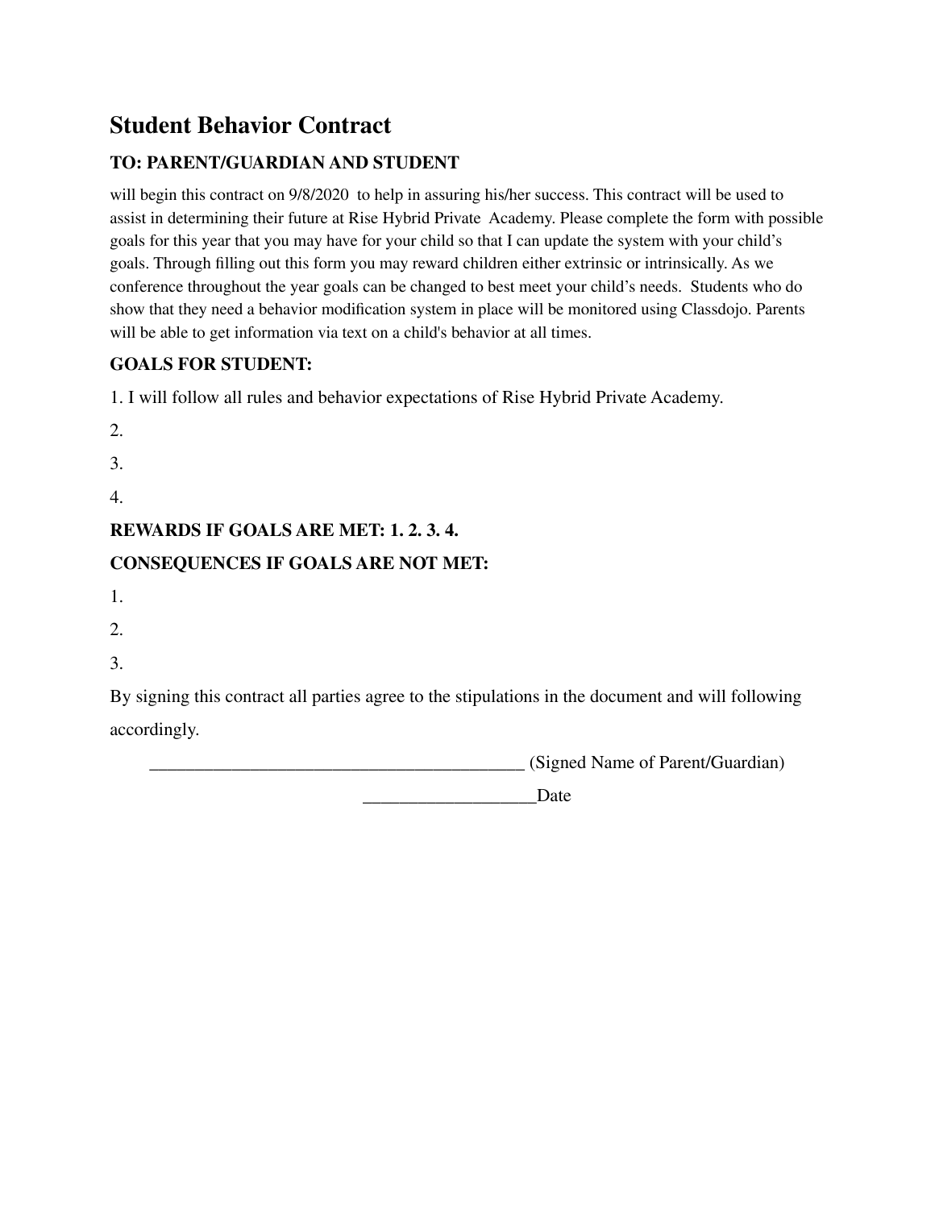# Student Behavior Contract

### TO: PARENT/GUARDIAN AND STUDENT

will begin this contract on 9/8/2020 to help in assuring his/her success. This contract will be used to assist in determining their future at Rise Hybrid Private Academy. Please complete the form with possible goals for this year that you may have for your child so that I can update the system with your child's goals. Through filling out this form you may reward children either extrinsic or intrinsically. As we conference throughout the year goals can be changed to best meet your child's needs. Students who do show that they need a behavior modification system in place will be monitored using Classdojo. Parents will be able to get information via text on a child's behavior at all times.

### GOALS FOR STUDENT:

1. I will follow all rules and behavior expectations of Rise Hybrid Private Academy.
2. 
3. 
4. 

### REWARDS IF GOALS ARE MET: 1. 2. 3. 4.

### CONSEQUENCES IF GOALS ARE NOT MET:

1. 
2. 
3. 

By signing this contract all parties agree to the stipulations in the document and will following accordingly.

__________________________________________ (Signed Name of Parent/Guardian)

___________________Date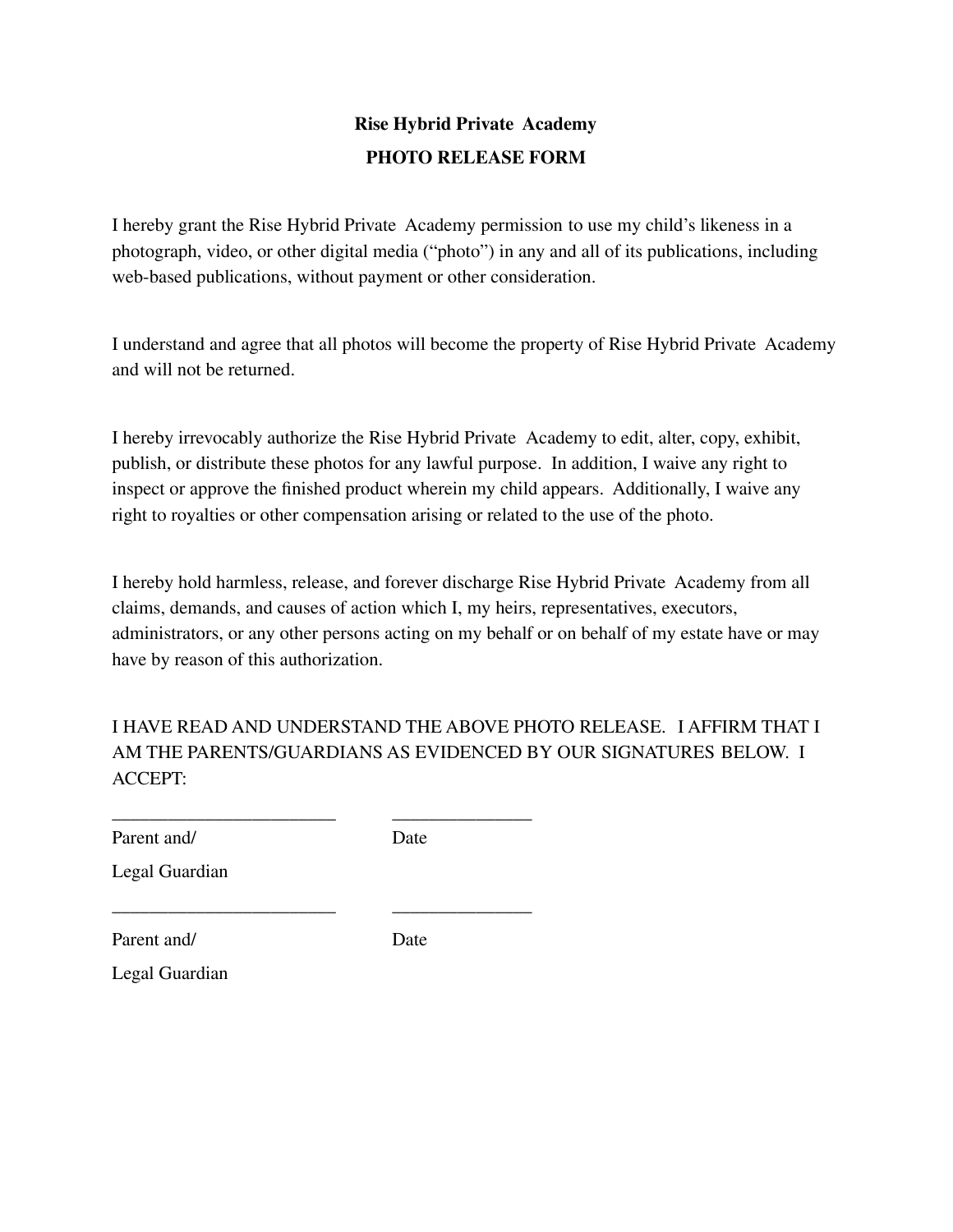**Rise Hybrid Private Academy**

**PHOTO RELEASE FORM**

I hereby grant the Rise Hybrid Private Academy permission to use my child's likeness in a photograph, video, or other digital media ("photo") in any and all of its publications, including web-based publications, without payment or other consideration.

I understand and agree that all photos will become the property of Rise Hybrid Private Academy and will not be returned.

I hereby irrevocably authorize the Rise Hybrid Private Academy to edit, alter, copy, exhibit, publish, or distribute these photos for any lawful purpose. In addition, I waive any right to inspect or approve the finished product wherein my child appears. Additionally, I waive any right to royalties or other compensation arising or related to the use of the photo.

I hereby hold harmless, release, and forever discharge Rise Hybrid Private Academy from all claims, demands, and causes of action which I, my heirs, representatives, executors, administrators, or any other persons acting on my behalf or on behalf of my estate have or may have by reason of this authorization.

I HAVE READ AND UNDERSTAND THE ABOVE PHOTO RELEASE. I AFFIRM THAT I AM THE PARENTS/GUARDIANS AS EVIDENCED BY OUR SIGNATURES BELOW. I ACCEPT:

________________________          ______________

Parent and/          Date

Legal Guardian

________________________          ______________

Parent and/          Date

Legal Guardian